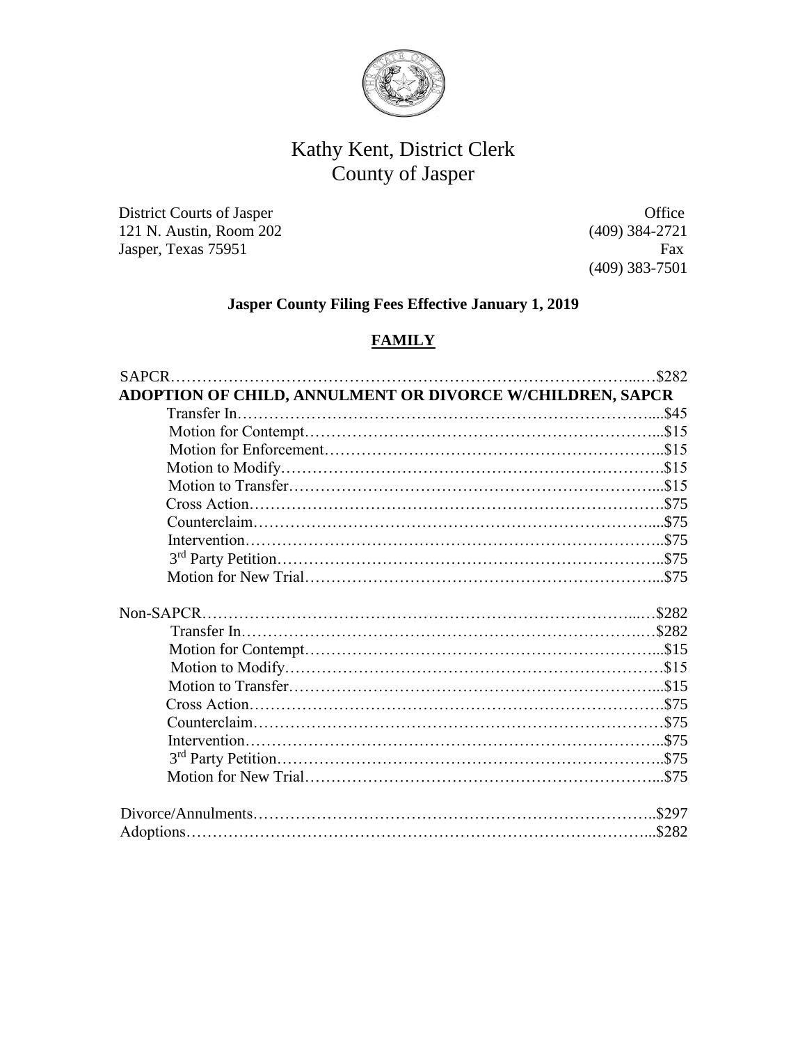# Kathy Kent, District Clerk
# County of Jasper

District Courts of Jasper
121 N. Austin, Room 202
Jasper, Texas 75951

Office
(409) 384-2721
Fax
(409) 383-7501

**Jasper County Filing Fees Effective January 1, 2019**

## FAMILY

SAPCR……………………………………………………………………………...…$282

**ADOPTION OF CHILD, ANNULMENT OR DIVORCE W/CHILDREN, SAPCR**

- Transfer In…………………………………………………………………....$45
- Motion for Contempt……………………………………………………….....$15
- Motion for Enforcement……………………………………………………..$15
- Motion to Modify……………………………………………………………..$15
- Motion to Transfer…………………………………………………………....$15
- Cross Action…………………………………………………………………..$75
- Counterclaim………………………………………………………………....$75
- Intervention…………………………………………………………………...$75
- 3rd Party Petition……………………………………………………………..$75
- Motion for New Trial………………………………………………………....$75

Non-SAPCR……………………………………………………………………...…$282

- Transfer In…………………………………………………………………...$282
- Motion for Contempt………………………………………………………....$15
- Motion to Modify……………………………………………………………..$15
- Motion to Transfer…………………………………………………………....$15
- Cross Action…………………………………………………………………..$75
- Counterclaim…………………………………………………………………$75
- Intervention…………………………………………………………………...$75
- 3rd Party Petition……………………………………………………………..$75
- Motion for New Trial………………………………………………………....$75

Divorce/Annulments……………………………………………………………….$297
Adoptions…………………………………………………………………………...$282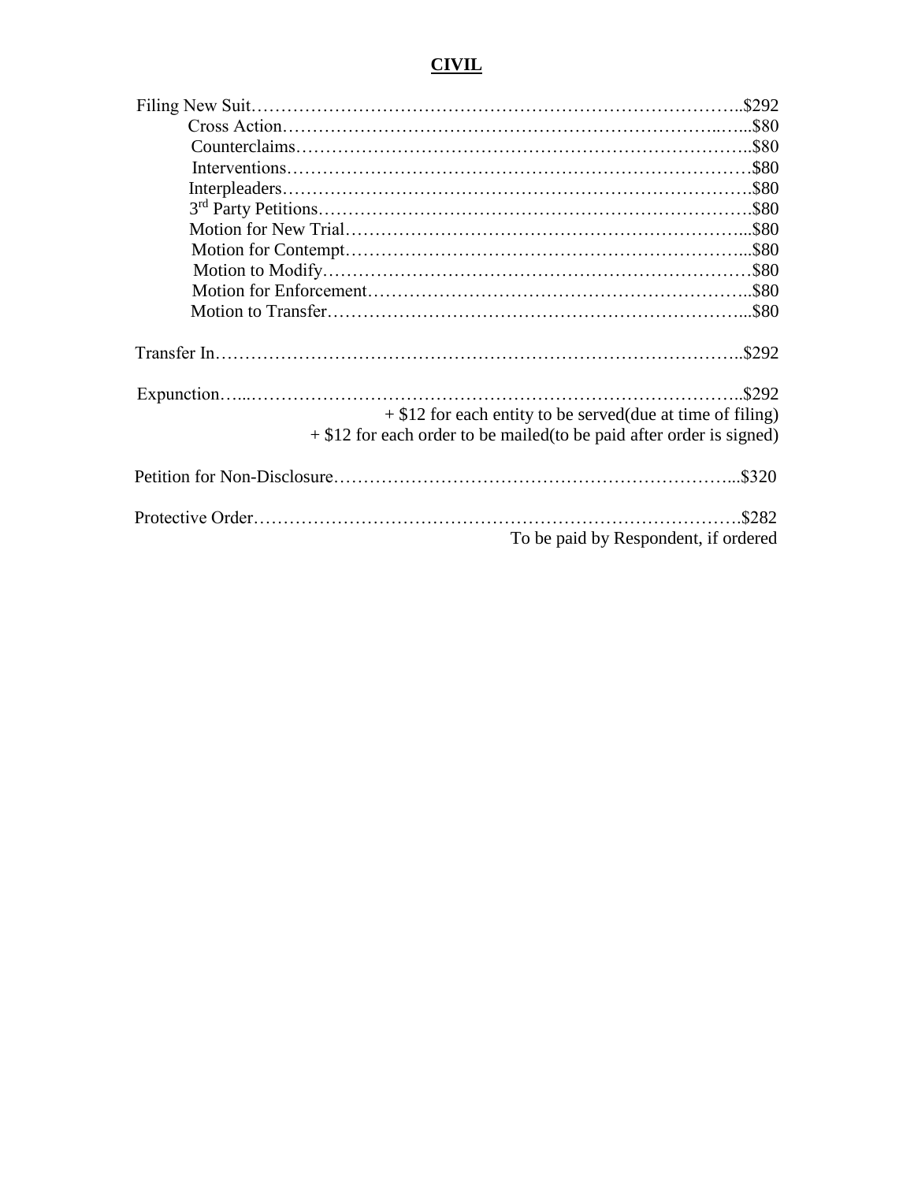**CIVIL**

| Item | Fee |
|---|---|
| Filing New Suit | $292 |
| Cross Action | $80 |
| Counterclaims | $80 |
| Interventions | $80 |
| Interpleaders | $80 |
| 3rd Party Petitions | $80 |
| Motion for New Trial | $80 |
| Motion for Contempt | $80 |
| Motion to Modify | $80 |
| Motion for Enforcement | $80 |
| Motion to Transfer | $80 |

Transfer In……………………………………………………………………………..$292

Expunction……………………………………………………………………………..$292

+ $12 for each entity to be served(due at time of filing)

+ $12 for each order to be mailed(to be paid after order is signed)

Petition for Non-Disclosure………………………………………………………...$320

Protective Order……………………………………………………………………….$282

To be paid by Respondent, if ordered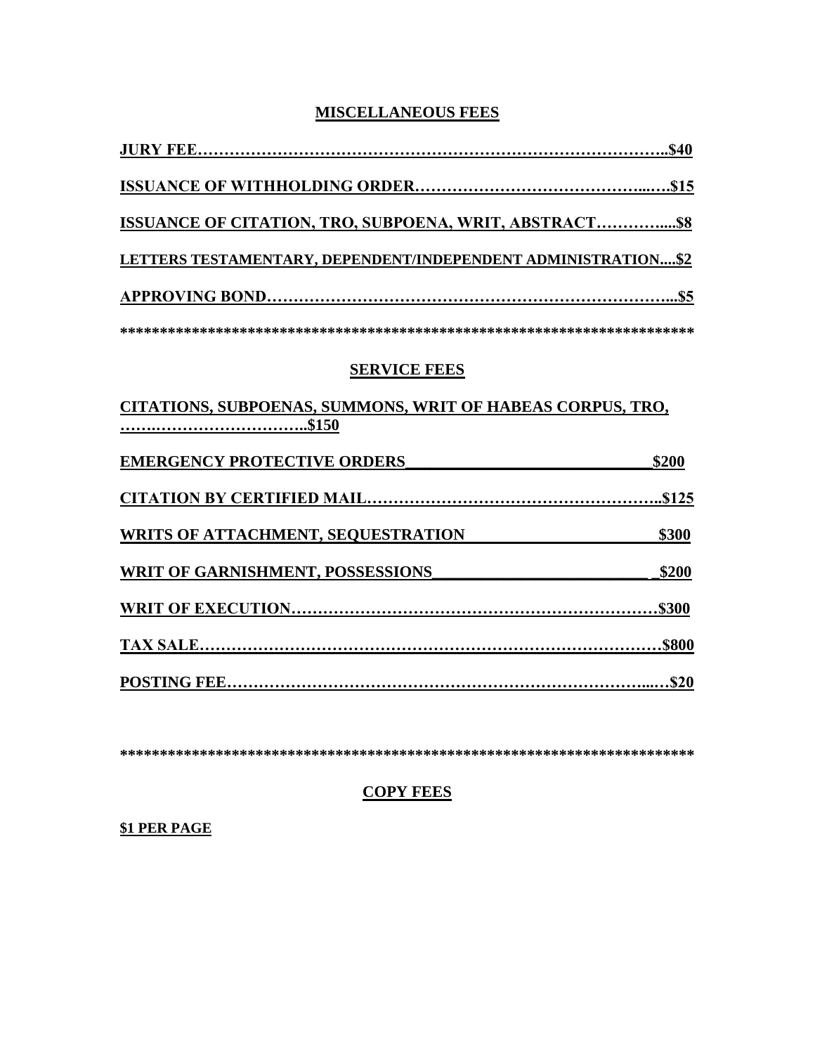## MISCELLANEOUS FEES

**JURY FEE………………………………………………………………………………..$40**

**ISSUANCE OF WITHHOLDING ORDER…………………………………….....….$15**

**ISSUANCE OF CITATION, TRO, SUBPOENA, WRIT, ABSTRACT…………....$8**

**LETTERS TESTAMENTARY, DEPENDENT/INDEPENDENT ADMINISTRATION....$2**

**APPROVING BOND……………………………………………………………….....$5**

**************************************************************************

## SERVICE FEES

**CITATIONS, SUBPOENAS, SUMMONS, WRIT OF HABEAS CORPUS, TRO, …….………………………..$150**

**EMERGENCY PROTECTIVE ORDERS______________________________$200**

**CITATION BY CERTIFIED MAIL………………………………………………..$125**

**WRITS OF ATTACHMENT, SEQUESTRATION______________________$300**

**WRIT OF GARNISHMENT, POSSESSIONS__________________________ _$200**

**WRIT OF EXECUTION……………………………………………………………$300**

**TAX SALE……………………………………………………………………………$800**

**POSTING FEE…………………………………………………………………....…$20**

**************************************************************************

## COPY FEES

**$1 PER PAGE**